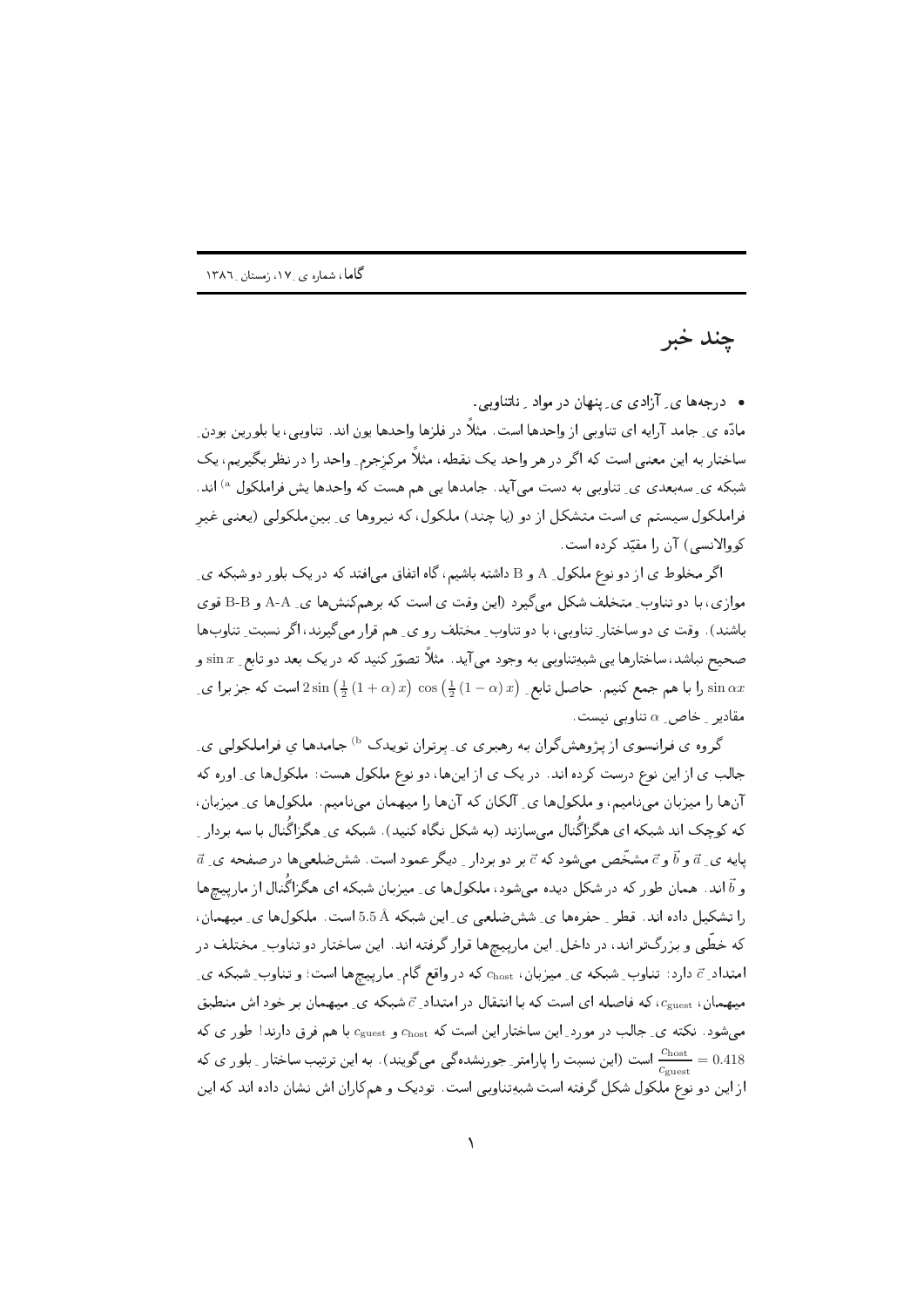# چند خبر

- درجه‌ها ی ِ آزادی ی ِ پنهان در مواد ِ ناتناوبی.

مادّه ی ِ جامد آرایه ای تناوبی از واحدها است. مثلاً در فلزها واحدها یون اند. تناوبی، یا بلورین بودن ِ ساختار به این معنی است که اگر در هر واحد یک نقطه، مثلاً مرکزجرم ِ واحد را در نظر بگیریم، یک شبکه ی ِ سه‌بعدی ی ِ تناوبی به دست می‌آید. جامدها یی هم هست که واحدها یش فراملکول [a] اند. فراملکول سیستم ی است متشکل از دو (یا چند) ملکول، که نیروها ی ِ بین‌ملکولی (یعنی غیر ِ کووالانسی) آن را مقیّد کرده است.

اگر مخلوط ی از دو نوع ملکول ِ A و B داشته باشیم، گاه اتفاق می‌افتد که در یک بلور دو شبکه ی ِ موازی، با دو تناوب ِ متخلف شکل می‌گیرد (این وقت ی است که برهم‌کنش‌ها ی ِ A-A و B-B قوی باشند). وقت ی دو ساختار ِ تناوبی، با دو تناوب ِ مختلف رو ی ِ هم قرار می‌گیرند، اگر نسبت ِ تناوب‌ها صحیح نباشد، ساختارها یی شبه‌تناوبی به وجود می‌آید. مثلاً تصوّر کنید که در یک بعد دو تابع ِ $\sin x$ و $\sin \alpha x$ را با هم جمع کنیم. حاصل تابع ِ $2\sin\left(\frac{1}{2}(1+\alpha)x\right)\cos\left(\frac{1}{2}(1-\alpha)x\right)$ است که جز برا ی ِ مقادیر ِ خاص ِ $\alpha$ تناوبی نیست.

گروه ی فرانسوی از پژوهش‌گران به رهبری ی ِ برتران توبدک [b] جامدها ی فراملکولی ی ِ جالب ی از این نوع درست کرده اند. در یک ی از این‌ها، دو نوع ملکول هست: ملکول‌ها ی ِ اوره که آن‌ها را میزبان می‌نامیم، و ملکول‌ها ی ِ آلکان که آن‌ها را میهمان می‌نامیم. ملکول‌ها ی ِ میزبان، که کوچک اند شبکه ای هگزاگُنال می‌سازند (به شکل نگاه کنید). شبکه ی ِ هگزاگُنال با سه بردار ِ پایه ی ِ $\vec{a}$ و $\vec{b}$ و $\vec{c}$ مشخّص می‌شود که $\vec{c}$ بر دو بردار ِ دیگر عمود است. شش‌ضلعی‌ها در صفحه ی ِ $\vec{a}$ و $\vec{b}$ اند. همان طور که در شکل دیده می‌شود، ملکول‌ها ی ِ میزبان شبکه ای هگزاگُنال از مارپیچ‌ها را تشکیل داده اند. قطر ِ حفره‌ها ی ِ شش‌ضلعی ی ِ این شبکه $5.5$ Å است. ملکول‌ها ی ِ میهمان، که خطّی و بزرگ‌تر اند، در داخل ِ این مارپیچ‌ها قرار گرفته اند. این ساختار دو تناوب ِ مختلف در امتداد ِ $\vec{c}$ دارد: تناوب ِ شبکه ی ِ میزبان، $c_{\rm host}$ که در واقع گام ِ مارپیچ‌ها است؛ و تناوب ِ شبکه ی ِ میهمان، $c_{\rm guest}$، که فاصله ای است که با انتقال در امتداد ِ $\vec{c}$ شبکه ی ِ میهمان بر خود اش منطبق می‌شود. نکته ی ِ جالب در مورد ِ این ساختار این است که $c_{\rm host}$ و $c_{\rm guest}$ با هم فرق دارند! طور ی که $\frac{c_{\rm host}}{c_{\rm guest}} = 0.418$ است (این نسبت را پارامتر ِ جورنشدگی می‌گویند). به این ترتیب ساختار ِ بلور ی که از این دو نوع ملکول شکل گرفته است شبه‌تناوبی است. توبدک و هم‌کاران اش نشان داده اند که این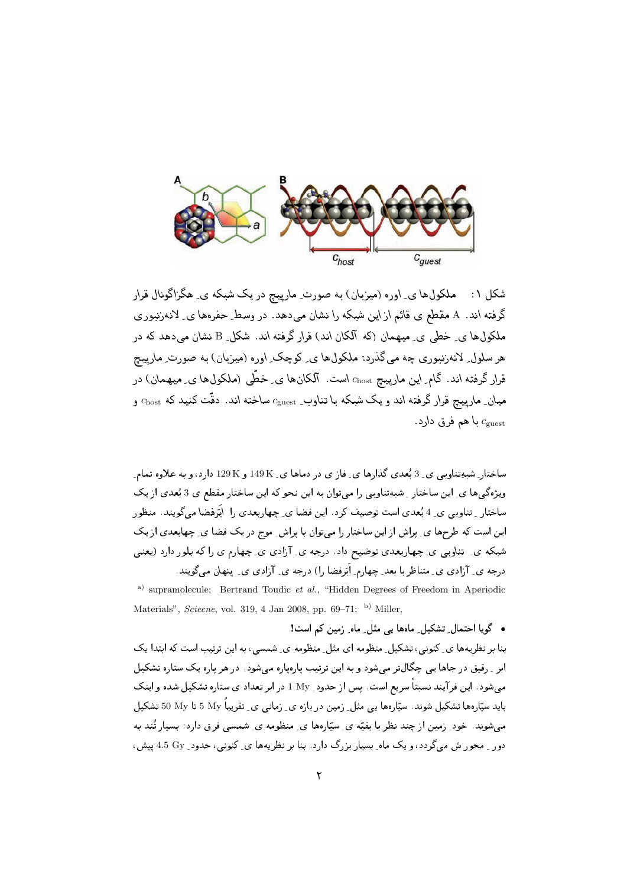شکل ۱ :   ملکول‌ها یِ اوره (میزبان) به صورتِ مارپیچ در یک شبکه یِ هگزاگونال قرار گرفته اند. A مقطع یِ قائم از این شبکه را نشان می‌دهد. در وسطِ حفره‌ها یِ لانه‌زنبوری ملکول‌ها یِ خطی یِ میهمان (که آلکان اند) قرار گرفته اند. شکلِ B نشان می‌دهد که در هر سلولِ لانه‌زنبوری چه می‌گذرد: ملکول‌ها یِ کوچکِ اوره (میزبان) به صورتِ مارپیچ قرار گرفته اند. گامِ این مارپیچ $c_{\rm host}$ است. آلکان‌ها یِ خطّی (ملکول‌ها یِ میهمان) در میانِ مارپیچ قرار گرفته اند و یک شبکه با تناوبِ $c_{\rm guest}$ ساخته اند. دقّت کنید که $c_{\rm host}$ و $c_{\rm guest}$ با هم فرق دارد.

ساختارِ شبه‌تناوبی یِ 3 بُعدی گذارها یِ فاز ی در دماها یِ 149 K و 129 K دارد، و به علاوه تمامِ ویژگی‌ها یِ این ساختار ِ شبه‌تناوبی را می‌توان به این نحو که این ساختار مقطع یِ 3 بُعدی از یک ساختار ِ تناوبی یِ 4 بُعدی است توصیف کرد. این فضا یِ چهاربعدی را اَبَرفضا می‌گویند. منظور این است که طرح‌ها یِ پراش از این ساختار را می‌توان با پراشِ موج در یک فضا یِ چهاربعدی از یک شبکه یِ تناوبی یِ چهاربعدی توضیح داد. درجه یِ آزادی یِ چهارم ی را که بلور دارد (یعنی درجه یِ آزادی یِ متناظر با بعدِ چهارمِ اَبَرفضا را) درجه یِ آزادی یِ پنهان می‌گویند.

[a] supramolecule; Bertrand Toudic *et al.*, "Hidden Degrees of Freedom in Aperiodic Materials", *Sciecne*, vol. 319, 4 Jan 2008, pp. 69–71; [b] Miller,

- **گویا احتمالِ تشکیلِ ماه‌ها یی مثلِ ماهِ زمین کم است!**

بنا بر نظریه‌ها یِ کنونی، تشکیلِ منظومه ای مثلِ منظومه یِ شمسی، به این ترتیب است که ابتدا یک ابر ِ رقیق در جاها یی چگال‌تر می‌شود و به این ترتیب پاره‌پاره می‌شود. در هر پاره یک ستاره تشکیل می‌شود. این فرآیند نسبتاً سریع است. پس از حدودِ 1 My در ابر تعداد ی ستاره تشکیل شده و اینک باید سیّاره‌ها تشکیل شوند. سیّاره‌ها یی مثلِ زمین در بازه یِ زمانی یِ تقریباً 5 My تا 50 My تشکیل می‌شوند. خودِ زمین از چند نظر با بقیّه یِ سیّاره‌ها یِ منظومه یِ شمسی فرق دارد: بسیار تُند به دور ِ محور ش می‌گردد، و یک ماهِ بسیار بزرگ دارد. بنا بر نظریه‌ها یِ کنونی، حدودِ 4.5 Gy پیش،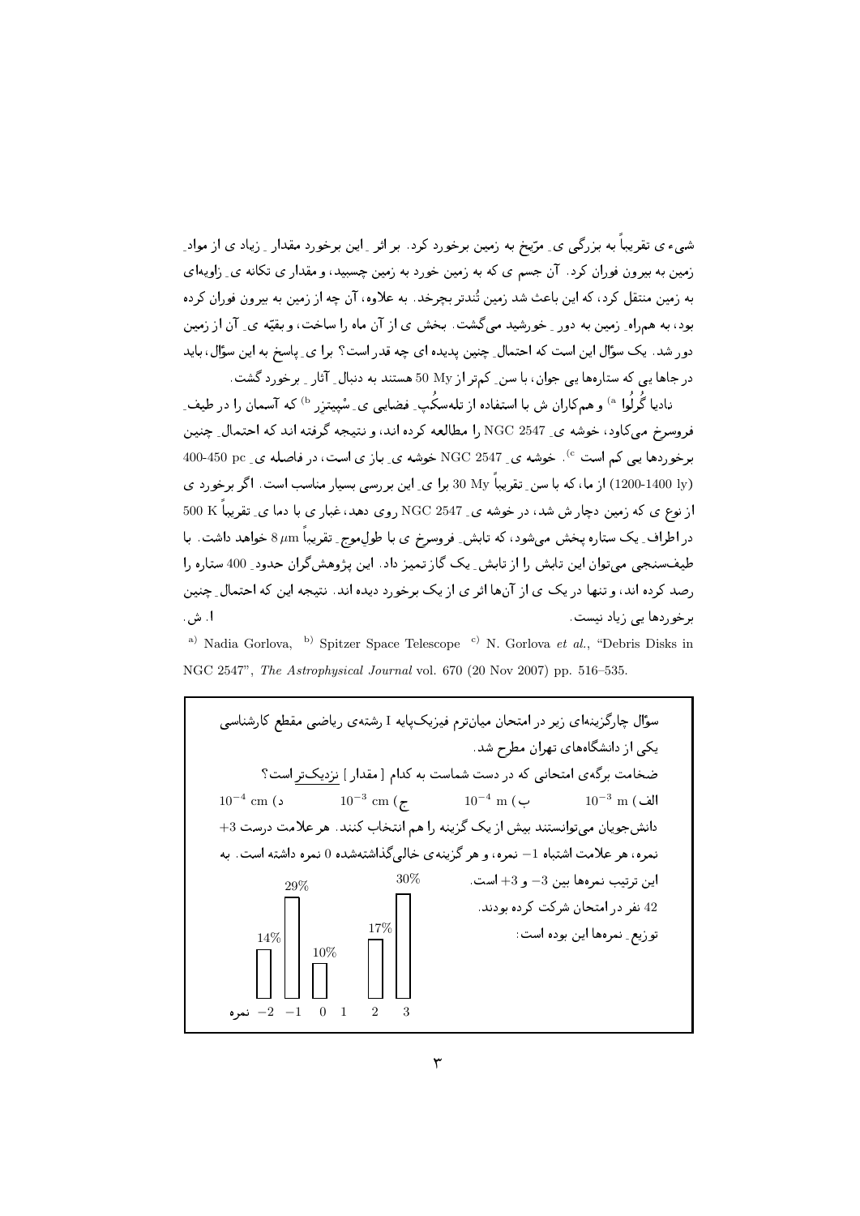شیء ی تقریباً به بزرگی ی ِ مرّیخ به زمین برخورد کرد. بر اثر ِ این برخورد مقدار ِ زیاد ی از مواد ِ زمین به بیرون فوران کرد. آن جسم ی که به زمین خورد به زمین چسبید، و مقدار ی تکانه ی ِ زاویه‌ای به زمین منتقل کرد، که این باعث شد زمین تُندتر بچرخد. به علاوه، آن چه از زمین به بیرون فوران کرده بود، به همراه ِ زمین به دور ِ خورشید می‌گشت. بخش ی از آن ماه را ساخت، و بقیّه ی ِ آن از زمین دور شد. یک سؤال این است که احتمال ِ چنین پدیده ای چه قدر است؟ برا ی ِ پاسخ به این سؤال، باید در جاها یی که ستاره‌ها یی جوان، با سن ِ کم‌تر از 50 My هستند به دنبال ِ آثار ِ برخورد گشت.

نادیا گُرلُوا [a] و هم‌کاران ش با استفاده از تله‌سکُپ ِ فضایی ی ِ سْپیتزر [b] که آسمان را در طیف ِ فروسرخ می‌کاود، خوشه ی ِ NGC 2547 را مطالعه کرده اند، و نتیجه گرفته اند که احتمال ِ چنین برخوردها یی کم است [c]. خوشه ی ِ NGC 2547 خوشه ی ِ باز ی است، در فاصله ی ِ 400-450 pc (1200-1400 ly) از ما، که با سن ِ تقریباً 30 My برا ی ِ این بررسی بسیار مناسب است. اگر برخورد ی از نوع ی که زمین دچار ش شد، در خوشه ی ِ NGC 2547 روی دهد، غبار ی با دما ی ِ تقریباً 500 K در اطراف ِ یک ستاره پخش می‌شود، که تابش ِ فروسرخ ی با طول‌موج ِ تقریباً $8\,\mu\mathrm{m}$ خواهد داشت. با طیف‌سنجی می‌توان این تابش را از تابش ِ یک گاز تمیز داد. این پژوهش‌گران حدود ِ 400 ستاره را رصد کرده اند، و تنها در یک ی از آن‌ها اثر ی از یک برخورد دیده اند. نتیجه این که احتمال ِ چنین برخوردها یی زیاد نیست.

ا. ش.

[a] Nadia Gorlova, [b] Spitzer Space Telescope [c] N. Gorlova *et al.*, "Debris Disks in NGC 2547", *The Astrophysical Journal* vol. 670 (20 Nov 2007) pp. 516–535.

---

سؤال چارگزینه‌ای زیر در امتحان میان‌ترم فیزیک‌پایه I رشته‌ی ریاضی مقطع کارشناسی یکی از دانشگاه‌های تهران مطرح شد.

ضخامت برگه‌ی امتحانی که در دست شماست به کدام [ مقدار ] نزدیک‌تر است؟

الف) $10^{-3}$ m    ب) $10^{-4}$ m    ج) $10^{-3}$ cm    د) $10^{-4}$ cm

دانش‌جویان می‌توانستند بیش از یک گزینه را هم انتخاب کنند. هر علامت درست 3+ نمره، هر علامت اشتباه 1− نمره، و هر گزینه‌ی خالی‌گذاشته‌شده 0 نمره داشته است. به این ترتیب نمره‌ها بین 3− و 3+ است.

42 نفر در امتحان شرکت کرده بودند.

توزیع ِ نمره‌ها این بوده است:

نمره −2 −1 0 1 2 3

14% 29% 10% 17% 30%